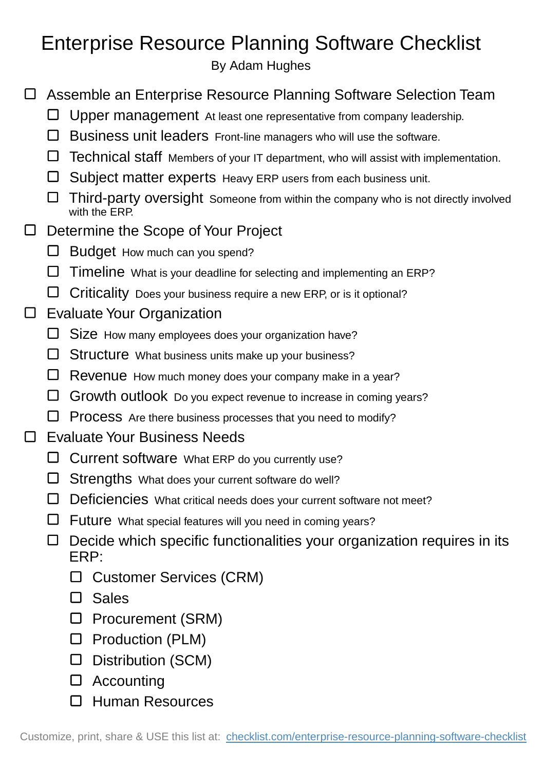# Enterprise Resource Planning Software Checklist

By Adam Hughes

- [ ] Assemble an Enterprise Resource Planning Software Selection Team
  - [ ] Upper management At least one representative from company leadership.
  - [ ] Business unit leaders Front-line managers who will use the software.
  - [ ] Technical staff Members of your IT department, who will assist with implementation.
  - [ ] Subject matter experts Heavy ERP users from each business unit.
  - [ ] Third-party oversight Someone from within the company who is not directly involved with the ERP.
- [ ] Determine the Scope of Your Project
  - [ ] Budget How much can you spend?
  - [ ] Timeline What is your deadline for selecting and implementing an ERP?
  - [ ] Criticality Does your business require a new ERP, or is it optional?
- [ ] Evaluate Your Organization
  - [ ] Size How many employees does your organization have?
  - [ ] Structure What business units make up your business?
  - [ ] Revenue How much money does your company make in a year?
  - [ ] Growth outlook Do you expect revenue to increase in coming years?
  - [ ] Process Are there business processes that you need to modify?
- [ ] Evaluate Your Business Needs
  - [ ] Current software What ERP do you currently use?
  - [ ] Strengths What does your current software do well?
  - [ ] Deficiencies What critical needs does your current software not meet?
  - [ ] Future What special features will you need in coming years?
  - [ ] Decide which specific functionalities your organization requires in its ERP:
    - [ ] Customer Services (CRM)
    - [ ] Sales
    - [ ] Procurement (SRM)
    - [ ] Production (PLM)
    - [ ] Distribution (SCM)
    - [ ] Accounting
    - [ ] Human Resources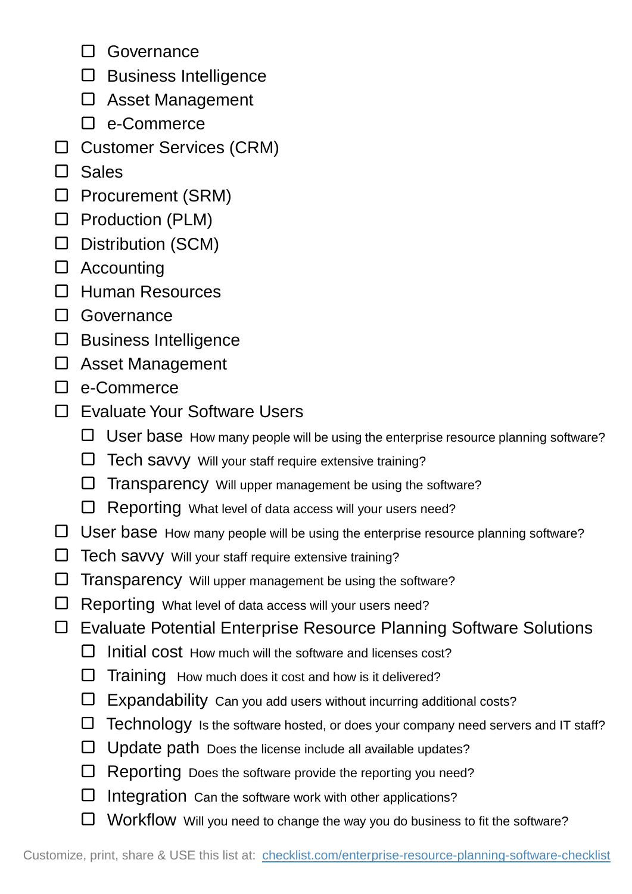- [ ] Governance
    - [ ] Business Intelligence
    - [ ] Asset Management
    - [ ] e-Commerce
- [ ] Customer Services (CRM)
- [ ] Sales
- [ ] Procurement (SRM)
- [ ] Production (PLM)
- [ ] Distribution (SCM)
- [ ] Accounting
- [ ] Human Resources
- [ ] Governance
- [ ] Business Intelligence
- [ ] Asset Management
- [ ] e-Commerce
- [ ] Evaluate Your Software Users
    - [ ] User base How many people will be using the enterprise resource planning software?
    - [ ] Tech savvy Will your staff require extensive training?
    - [ ] Transparency Will upper management be using the software?
    - [ ] Reporting What level of data access will your users need?
- [ ] User base How many people will be using the enterprise resource planning software?
- [ ] Tech savvy Will your staff require extensive training?
- [ ] Transparency Will upper management be using the software?
- [ ] Reporting What level of data access will your users need?
- [ ] Evaluate Potential Enterprise Resource Planning Software Solutions
    - [ ] Initial cost How much will the software and licenses cost?
    - [ ] Training How much does it cost and how is it delivered?
    - [ ] Expandability Can you add users without incurring additional costs?
    - [ ] Technology Is the software hosted, or does your company need servers and IT staff?
    - [ ] Update path Does the license include all available updates?
    - [ ] Reporting Does the software provide the reporting you need?
    - [ ] Integration Can the software work with other applications?
    - [ ] Workflow Will you need to change the way you do business to fit the software?

Customize, print, share & USE this list at: [checklist.com/enterprise-resource-planning-software-checklist](checklist.com/enterprise-resource-planning-software-checklist)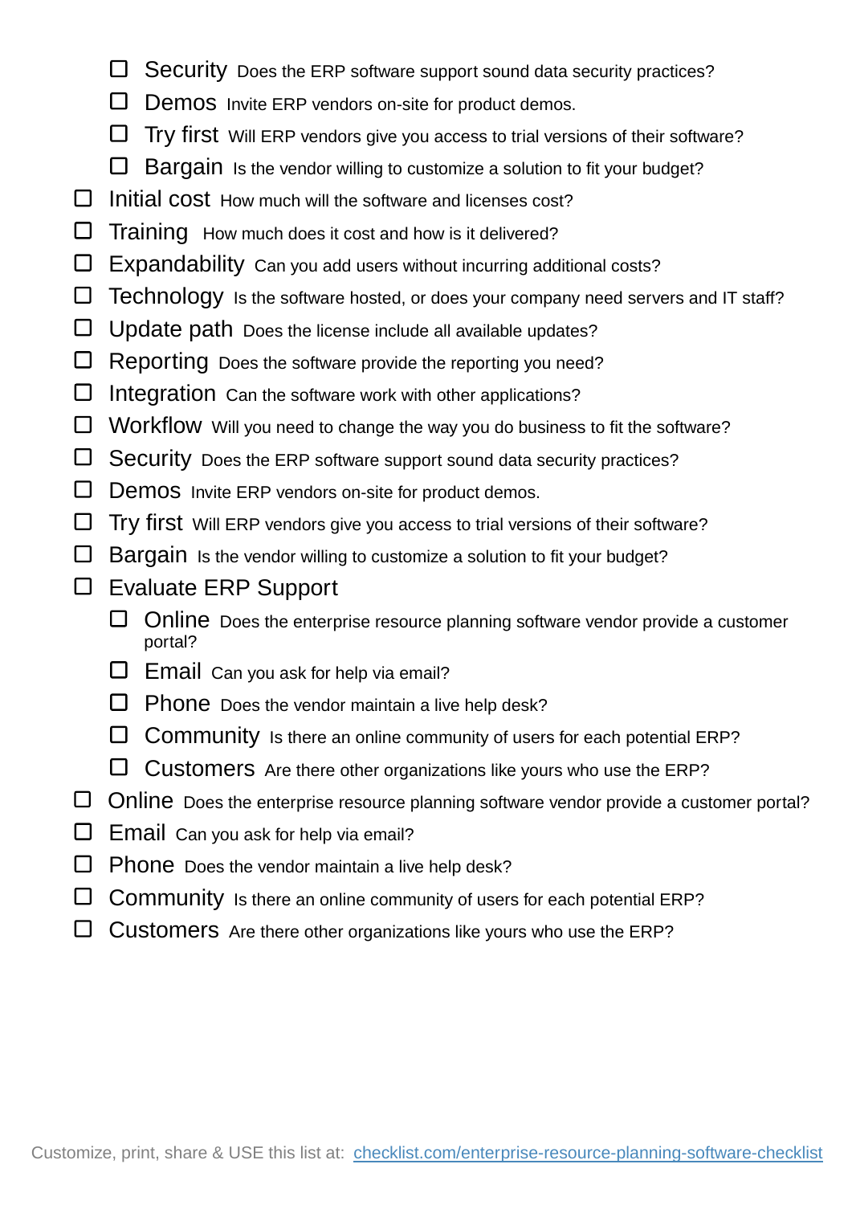- [ ] **Security** Does the ERP software support sound data security practices?
- [ ] **Demos** Invite ERP vendors on-site for product demos.
- [ ] **Try first** Will ERP vendors give you access to trial versions of their software?
- [ ] **Bargain** Is the vendor willing to customize a solution to fit your budget?

- [ ] **Initial cost** How much will the software and licenses cost?
- [ ] **Training** How much does it cost and how is it delivered?
- [ ] **Expandability** Can you add users without incurring additional costs?
- [ ] **Technology** Is the software hosted, or does your company need servers and IT staff?
- [ ] **Update path** Does the license include all available updates?
- [ ] **Reporting** Does the software provide the reporting you need?
- [ ] **Integration** Can the software work with other applications?
- [ ] **Workflow** Will you need to change the way you do business to fit the software?
- [ ] **Security** Does the ERP software support sound data security practices?
- [ ] **Demos** Invite ERP vendors on-site for product demos.
- [ ] **Try first** Will ERP vendors give you access to trial versions of their software?
- [ ] **Bargain** Is the vendor willing to customize a solution to fit your budget?
- [ ] **Evaluate ERP Support**
  - [ ] **Online** Does the enterprise resource planning software vendor provide a customer portal?
  - [ ] **Email** Can you ask for help via email?
  - [ ] **Phone** Does the vendor maintain a live help desk?
  - [ ] **Community** Is there an online community of users for each potential ERP?
  - [ ] **Customers** Are there other organizations like yours who use the ERP?
- [ ] **Online** Does the enterprise resource planning software vendor provide a customer portal?
- [ ] **Email** Can you ask for help via email?
- [ ] **Phone** Does the vendor maintain a live help desk?
- [ ] **Community** Is there an online community of users for each potential ERP?
- [ ] **Customers** Are there other organizations like yours who use the ERP?

Customize, print, share & USE this list at: [checklist.com/enterprise-resource-planning-software-checklist](https://checklist.com/enterprise-resource-planning-software-checklist)